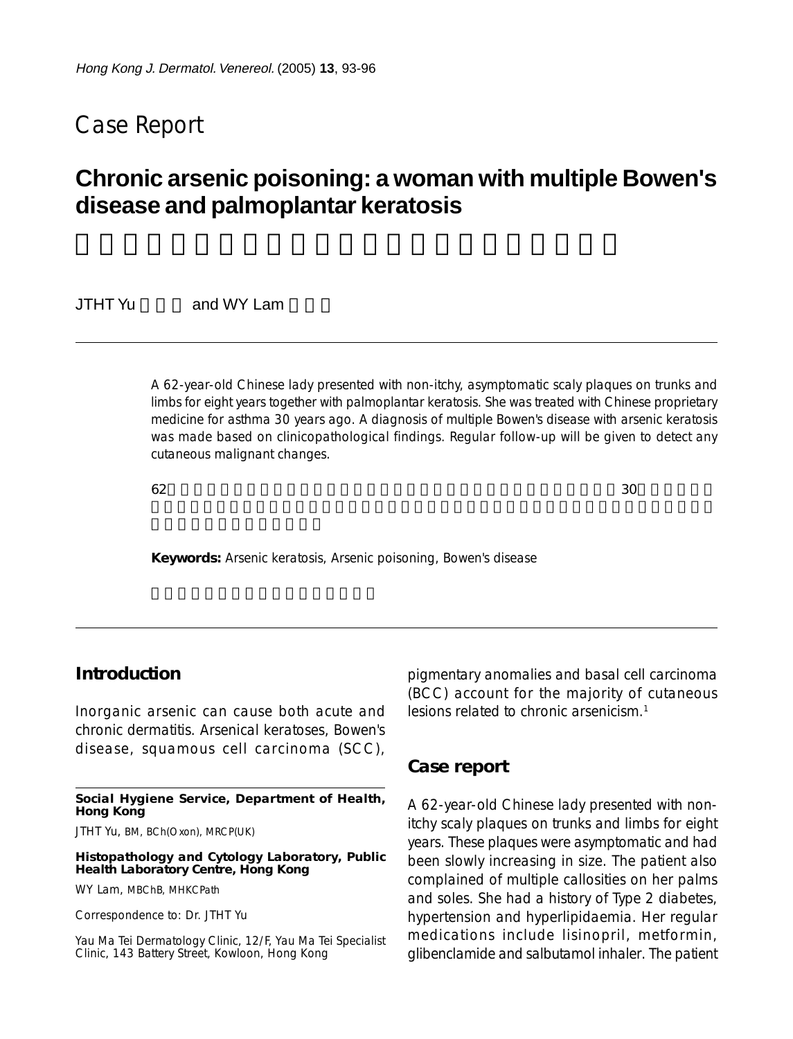# Case Report

## Chronic arsenic poisoning: a woman with multiple Bowen's disease and palmoplantar keratosis

JTHT Yu and WY Lam

A 62-year-old Chinese lady presented with non-itchy, asymptomatic scaly plaques on trunks and limbs for eight years together with palmoplantar keratosis. She was treated with Chinese proprietary medicine for asthma 30 years ago. A diagnosis of multiple Bowen's disease with arsenic keratosis was made based on clinicopathological findings. Regular follow-up will be given to detect any cutaneous malignant changes.

**Keywords:** Arsenic keratosis, Arsenic poisoning, Bowen's disease

## Introduction

Inorganic arsenic can cause both acute and chronic dermatitis. Arsenical keratoses, Bowen's disease, squamous cell carcinoma (SCC), pigmentary anomalies and basal cell carcinoma (BCC) account for the majority of cutaneous lesions related to chronic arsenicism.[1]

## Case report

A 62-year-old Chinese lady presented with non-itchy scaly plaques on trunks and limbs for eight years. These plaques were asymptomatic and had been slowly increasing in size. The patient also complained of multiple callosities on her palms and soles. She had a history of Type 2 diabetes, hypertension and hyperlipidaemia. Her regular medications include lisinopril, metformin, glibenclamide and salbutamol inhaler. The patient

---

**Social Hygiene Service, Department of Health, Hong Kong**

JTHT Yu, BM, BCh(Oxon), MRCP(UK)

**Histopathology and Cytology Laboratory, Public Health Laboratory Centre, Hong Kong**

WY Lam, MBChB, MHKCPath

Correspondence to: Dr. JTHT Yu

Yau Ma Tei Dermatology Clinic, 12/F, Yau Ma Tei Specialist Clinic, 143 Battery Street, Kowloon, Hong Kong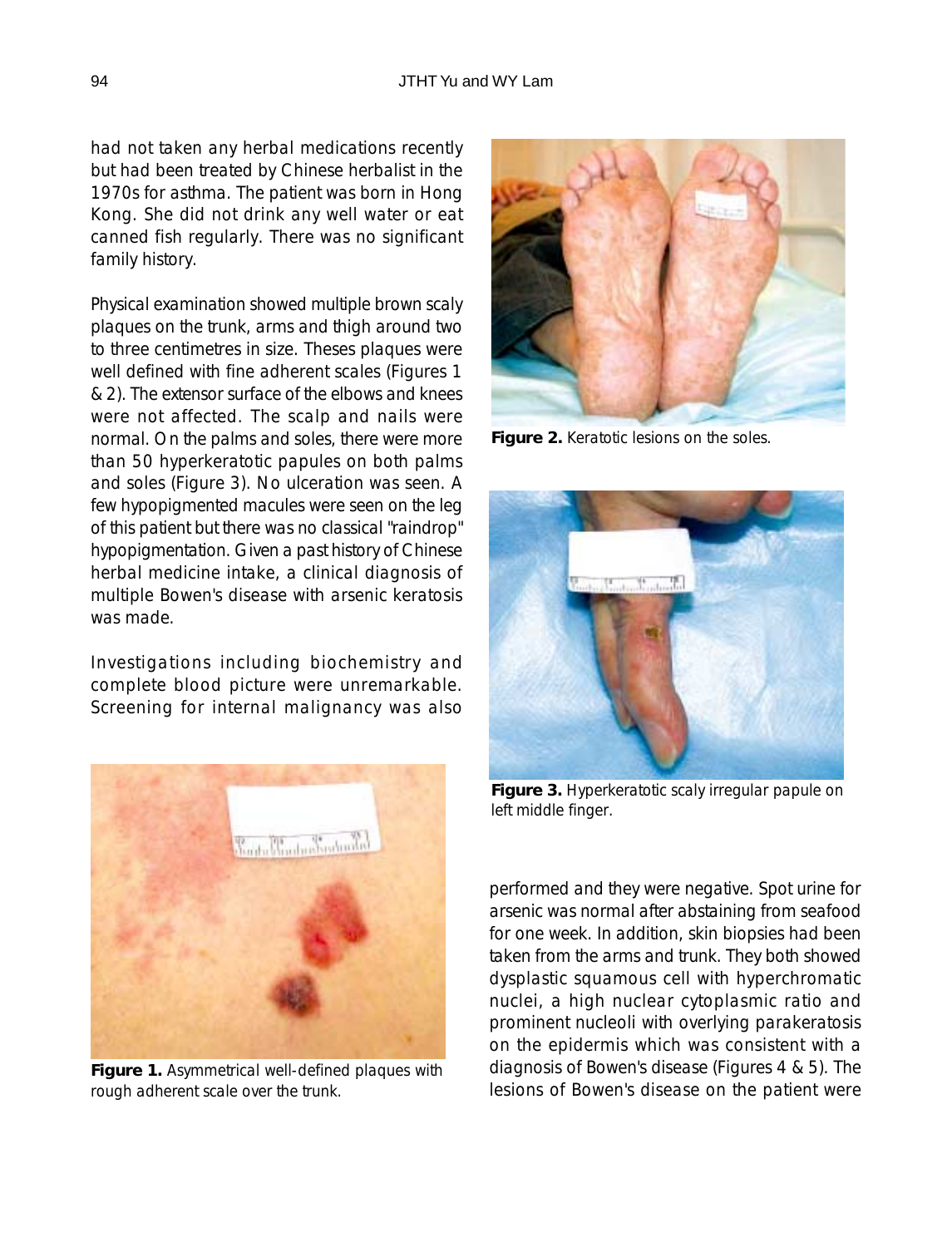had not taken any herbal medications recently but had been treated by Chinese herbalist in the 1970s for asthma. The patient was born in Hong Kong. She did not drink any well water or eat canned fish regularly. There was no significant family history.

Physical examination showed multiple brown scaly plaques on the trunk, arms and thigh around two to three centimetres in size. Theses plaques were well defined with fine adherent scales (Figures 1 & 2). The extensor surface of the elbows and knees were not affected. The scalp and nails were normal. On the palms and soles, there were more than 50 hyperkeratotic papules on both palms and soles (Figure 3). No ulceration was seen. A few hypopigmented macules were seen on the leg of this patient but there was no classical "raindrop" hypopigmentation. Given a past history of Chinese herbal medicine intake, a clinical diagnosis of multiple Bowen's disease with arsenic keratosis was made.

Investigations including biochemistry and complete blood picture were unremarkable. Screening for internal malignancy was also performed and they were negative. Spot urine for arsenic was normal after abstaining from seafood for one week. In addition, skin biopsies had been taken from the arms and trunk. They both showed dysplastic squamous cell with hyperchromatic nuclei, a high nuclear cytoplasmic ratio and prominent nucleoli with overlying parakeratosis on the epidermis which was consistent with a diagnosis of Bowen's disease (Figures 4 & 5). The lesions of Bowen's disease on the patient were

**Figure 1.** Asymmetrical well-defined plaques with rough adherent scale over the trunk.

**Figure 2.** Keratotic lesions on the soles.

**Figure 3.** Hyperkeratotic scaly irregular papule on left middle finger.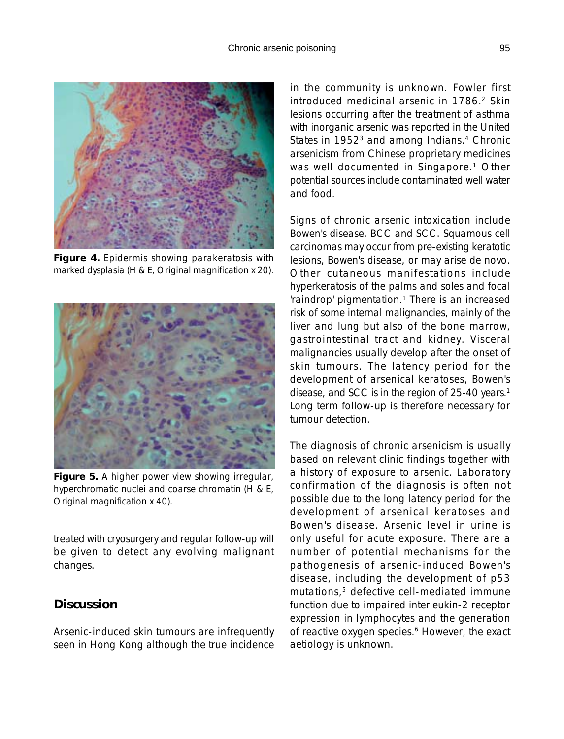**Figure 4.** Epidermis showing parakeratosis with marked dysplasia (H & E, Original magnification x 20).

**Figure 5.** A higher power view showing irregular, hyperchromatic nuclei and coarse chromatin (H & E, Original magnification x 40).

treated with cryosurgery and regular follow-up will be given to detect any evolving malignant changes.

## Discussion

Arsenic-induced skin tumours are infrequently seen in Hong Kong although the true incidence in the community is unknown. Fowler first introduced medicinal arsenic in 1786.[2] Skin lesions occurring after the treatment of asthma with inorganic arsenic was reported in the United States in 1952[3] and among Indians.[4] Chronic arsenicism from Chinese proprietary medicines was well documented in Singapore.[1] Other potential sources include contaminated well water and food.

Signs of chronic arsenic intoxication include Bowen's disease, BCC and SCC. Squamous cell carcinomas may occur from pre-existing keratotic lesions, Bowen's disease, or may arise de novo. Other cutaneous manifestations include hyperkeratosis of the palms and soles and focal 'raindrop' pigmentation.[1] There is an increased risk of some internal malignancies, mainly of the liver and lung but also of the bone marrow, gastrointestinal tract and kidney. Visceral malignancies usually develop after the onset of skin tumours. The latency period for the development of arsenical keratoses, Bowen's disease, and SCC is in the region of 25-40 years.[1] Long term follow-up is therefore necessary for tumour detection.

The diagnosis of chronic arsenicism is usually based on relevant clinic findings together with a history of exposure to arsenic. Laboratory confirmation of the diagnosis is often not possible due to the long latency period for the development of arsenical keratoses and Bowen's disease. Arsenic level in urine is only useful for acute exposure. There are a number of potential mechanisms for the pathogenesis of arsenic-induced Bowen's disease, including the development of p53 mutations,[5] defective cell-mediated immune function due to impaired interleukin-2 receptor expression in lymphocytes and the generation of reactive oxygen species.[6] However, the exact aetiology is unknown.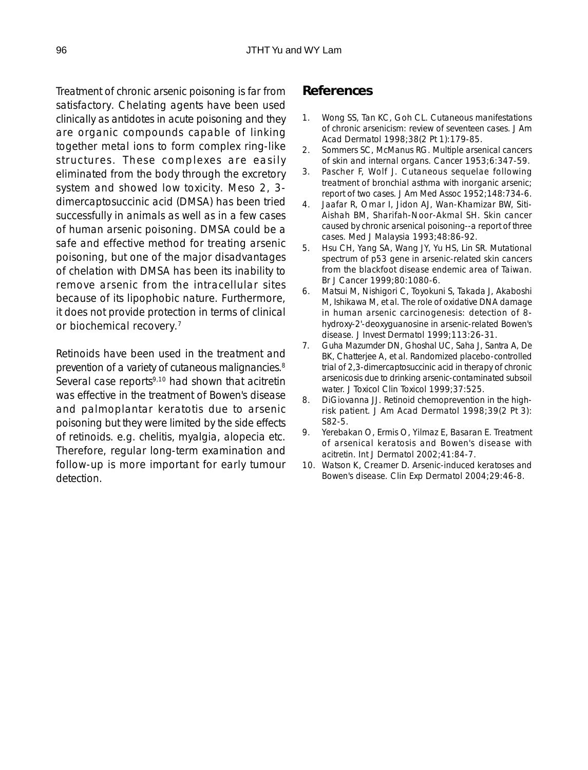Treatment of chronic arsenic poisoning is far from satisfactory. Chelating agents have been used clinically as antidotes in acute poisoning and they are organic compounds capable of linking together metal ions to form complex ring-like structures. These complexes are easily eliminated from the body through the excretory system and showed low toxicity. Meso 2, 3-dimercaptosuccinic acid (DMSA) has been tried successfully in animals as well as in a few cases of human arsenic poisoning. DMSA could be a safe and effective method for treating arsenic poisoning, but one of the major disadvantages of chelation with DMSA has been its inability to remove arsenic from the intracellular sites because of its lipophobic nature. Furthermore, it does not provide protection in terms of clinical or biochemical recovery.[7]

Retinoids have been used in the treatment and prevention of a variety of cutaneous malignancies.[8] Several case reports[9,10] had shown that acitretin was effective in the treatment of Bowen's disease and palmoplantar keratotis due to arsenic poisoning but they were limited by the side effects of retinoids. e.g. chelitis, myalgia, alopecia etc. Therefore, regular long-term examination and follow-up is more important for early tumour detection.

## References

1. Wong SS, Tan KC, Goh CL. Cutaneous manifestations of chronic arsenicism: review of seventeen cases. J Am Acad Dermatol 1998;38(2 Pt 1):179-85.
2. Sommers SC, McManus RG. Multiple arsenical cancers of skin and internal organs. Cancer 1953;6:347-59.
3. Pascher F, Wolf J. Cutaneous sequelae following treatment of bronchial asthma with inorganic arsenic; report of two cases. J Am Med Assoc 1952;148:734-6.
4. Jaafar R, Omar I, Jidon AJ, Wan-Khamizar BW, Siti-Aishah BM, Sharifah-Noor-Akmal SH. Skin cancer caused by chronic arsenical poisoning--a report of three cases. Med J Malaysia 1993;48:86-92.
5. Hsu CH, Yang SA, Wang JY, Yu HS, Lin SR. Mutational spectrum of p53 gene in arsenic-related skin cancers from the blackfoot disease endemic area of Taiwan. Br J Cancer 1999;80:1080-6.
6. Matsui M, Nishigori C, Toyokuni S, Takada J, Akaboshi M, Ishikawa M, et al. The role of oxidative DNA damage in human arsenic carcinogenesis: detection of 8-hydroxy-2'-deoxyguanosine in arsenic-related Bowen's disease. J Invest Dermatol 1999;113:26-31.
7. Guha Mazumder DN, Ghoshal UC, Saha J, Santra A, De BK, Chatterjee A, et al. Randomized placebo-controlled trial of 2,3-dimercaptosuccinic acid in therapy of chronic arsenicosis due to drinking arsenic-contaminated subsoil water. J Toxicol Clin Toxicol 1999;37:525.
8. DiGiovanna JJ. Retinoid chemoprevention in the high-risk patient. J Am Acad Dermatol 1998;39(2 Pt 3): S82-5.
9. Yerebakan O, Ermis O, Yilmaz E, Basaran E. Treatment of arsenical keratosis and Bowen's disease with acitretin. Int J Dermatol 2002;41:84-7.
10. Watson K, Creamer D. Arsenic-induced keratoses and Bowen's disease. Clin Exp Dermatol 2004;29:46-8.